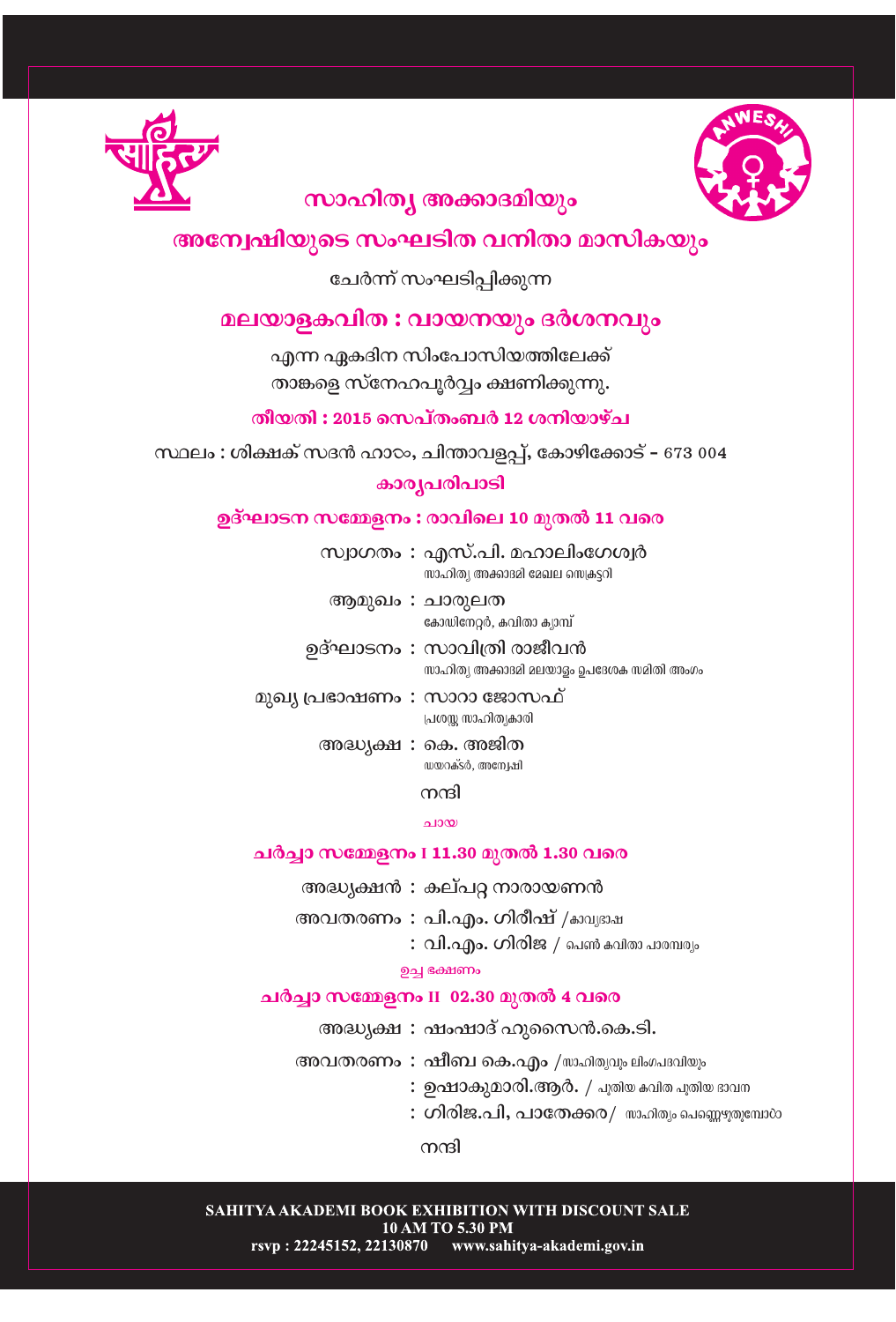## സാഹിത്യ അക്കാദമിയും

## അന്വേഷിയുടെ സംഘടിത വനിതാ മാസികയും

ചേർന്ന് സംഘടിപ്പിക്കുന്ന

# മലയാളകവിത : വായനയും ദർശനവും

എന്ന ഏകദിന സിംപോസിയത്തിലേക്ക്
താങ്കളെ സ്നേഹപൂർവ്വം ക്ഷണിക്കുന്നു.

**തീയതി : 2015 സെപ്തംബർ 12 ശനിയാഴ്ച**

സ്ഥലം : ശിക്ഷക് സദൻ ഹാൾ, ചിന്താവളപ്പ്, കോഴിക്കോട് - 673 004

## കാര്യപരിപാടി

### ഉദ്ഘാടന സമ്മേളനം : രാവിലെ 10 മുതൽ 11 വരെ

സ്വാഗതം : എസ്.പി. മഹാലിംഗേശ്വർ
സാഹിത്യ അക്കാദമി മേഖല സെക്രട്ടറി

ആമുഖം : ചാരുലത
കോഡിനേറ്റർ, കവിതാ ക്യാമ്പ്

ഉദ്ഘാടനം : സാവിത്രി രാജീവൻ
സാഹിത്യ അക്കാദമി മലയാളം ഉപദേശക സമിതി അംഗം

മുഖ്യ പ്രഭാഷണം : സാറാ ജോസഫ്
പ്രശസ്ത സാഹിത്യകാരി

അദ്ധ്യക്ഷ : കെ. അജിത
ഡയറക്ടർ, അന്വേഷി

നന്ദി

ചായ

### ചർച്ചാ സമ്മേളനം I 11.30 മുതൽ 1.30 വരെ

അദ്ധ്യക്ഷൻ : കല്പറ്റ നാരായണൻ

അവതരണം : പി.എം. ഗിരീഷ് /കാവ്യഭാഷ
: വി.എം. ഗിരിജ / പെൺ കവിതാ പാരമ്പര്യം

ഉച്ച ഭക്ഷണം

### ചർച്ചാ സമ്മേളനം II 02.30 മുതൽ 4 വരെ

അദ്ധ്യക്ഷ : ഷംഷാദ് ഹുസൈൻ.കെ.ടി.

അവതരണം : ഷീബ കെ.എം /സാഹിത്യവും ലിംഗപദവിയും
: ഉഷാകുമാരി.ആർ. / പുതിയ കവിത പുതിയ ഭാവന
: ഗിരിജ.പി, പാതേക്കര/ സാഹിത്യം പെണ്ണെഴുതുമ്പോൾ

നന്ദി

**SAHITYA AKADEMI BOOK EXHIBITION WITH DISCOUNT SALE**
**10 AM TO 5.30 PM**
**rsvp : 22245152, 22130870 www.sahitya-akademi.gov.in**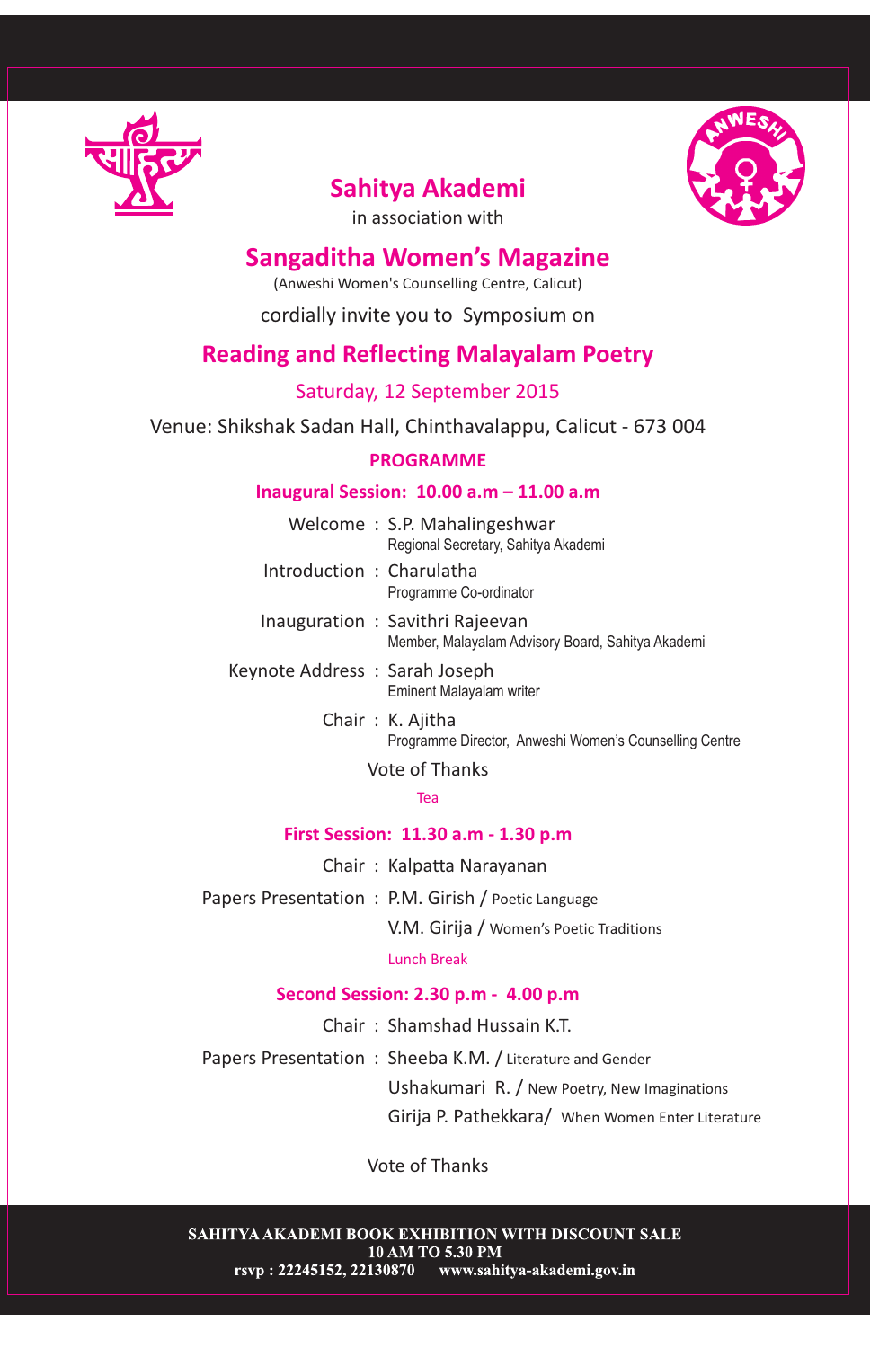# Sahitya Akademi

in association with

# Sangaditha Women's Magazine

(Anweshi Women's Counselling Centre, Calicut)

cordially invite you to Symposium on

## Reading and Reflecting Malayalam Poetry

Saturday, 12 September 2015

Venue: Shikshak Sadan Hall, Chinthavalappu, Calicut - 673 004

### PROGRAMME

#### Inaugural Session: 10.00 a.m – 11.00 a.m

Welcome : S.P. Mahalingeshwar
Regional Secretary, Sahitya Akademi

Introduction : Charulatha
Programme Co-ordinator

Inauguration : Savithri Rajeevan
Member, Malayalam Advisory Board, Sahitya Akademi

Keynote Address : Sarah Joseph
Eminent Malayalam writer

Chair : K. Ajitha
Programme Director, Anweshi Women's Counselling Centre

Vote of Thanks

Tea

#### First Session: 11.30 a.m - 1.30 p.m

Chair : Kalpatta Narayanan

Papers Presentation : P.M. Girish / Poetic Language
V.M. Girija / Women's Poetic Traditions

Lunch Break

#### Second Session: 2.30 p.m - 4.00 p.m

Chair : Shamshad Hussain K.T.

Papers Presentation : Sheeba K.M. / Literature and Gender
Ushakumari R. / New Poetry, New Imaginations
Girija P. Pathekkara/ When Women Enter Literature

Vote of Thanks

**SAHITYA AKADEMI BOOK EXHIBITION WITH DISCOUNT SALE**
**10 AM TO 5.30 PM**
**rsvp : 22245152, 22130870 www.sahitya-akademi.gov.in**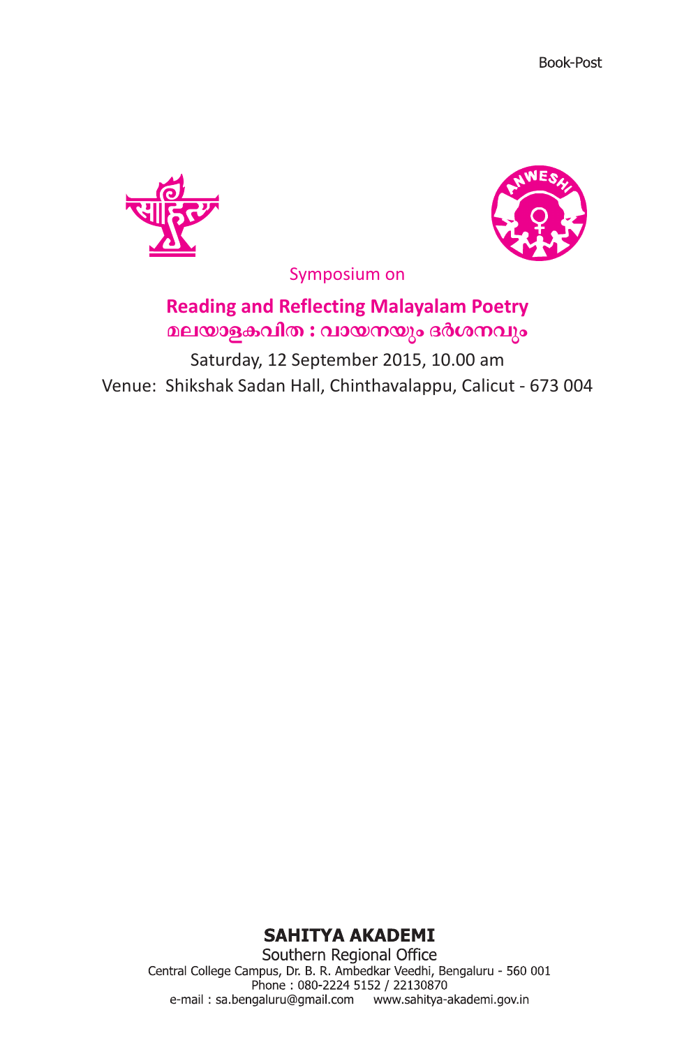Book-Post

Symposium on

## Reading and Reflecting Malayalam Poetry
## മലയാളകവിത : വായനയും ദർശനവും

Saturday, 12 September 2015, 10.00 am

Venue: Shikshak Sadan Hall, Chinthavalappu, Calicut - 673 004

**SAHITYA AKADEMI**

Southern Regional Office

Central College Campus, Dr. B. R. Ambedkar Veedhi, Bengaluru - 560 001

Phone : 080-2224 5152 / 22130870

e-mail : sa.bengaluru@gmail.com www.sahitya-akademi.gov.in